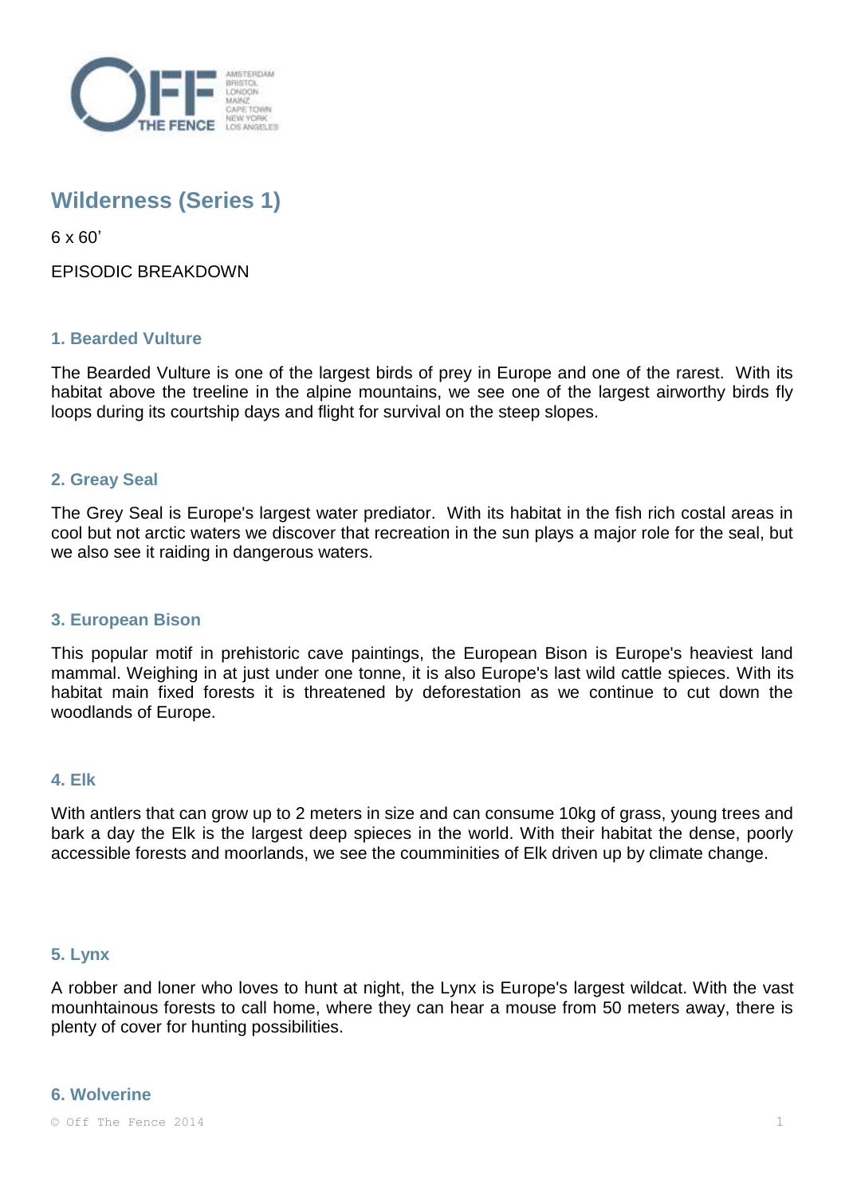# Wilderness (Series 1)

6 x 60'

EPISODIC BREAKDOWN

### 1. Bearded Vulture

The Bearded Vulture is one of the largest birds of prey in Europe and one of the rarest. With its habitat above the treeline in the alpine mountains, we see one of the largest airworthy birds fly loops during its courtship days and flight for survival on the steep slopes.

### 2. Greay Seal

The Grey Seal is Europe's largest water predator. With its habitat in the fish rich costal areas in cool but not arctic waters we discover that recreation in the sun plays a major role for the seal, but we also see it raiding in dangerous waters.

### 3. European Bison

This popular motif in prehistoric cave paintings, the European Bison is Europe's heaviest land mammal. Weighing in at just under one tonne, it is also Europe's last wild cattle spieces. With its habitat main fixed forests it is threatened by deforestation as we continue to cut down the woodlands of Europe.

### 4. Elk

With antlers that can grow up to 2 meters in size and can consume 10kg of grass, young trees and bark a day the Elk is the largest deep spieces in the world. With their habitat the dense, poorly accessible forests and moorlands, we see the couminities of Elk driven up by climate change.

### 5. Lynx

A robber and loner who loves to hunt at night, the Lynx is Europe's largest wildcat. With the vast mounhtainous forests to call home, where they can hear a mouse from 50 meters away, there is plenty of cover for hunting possibilities.

### 6. Wolverine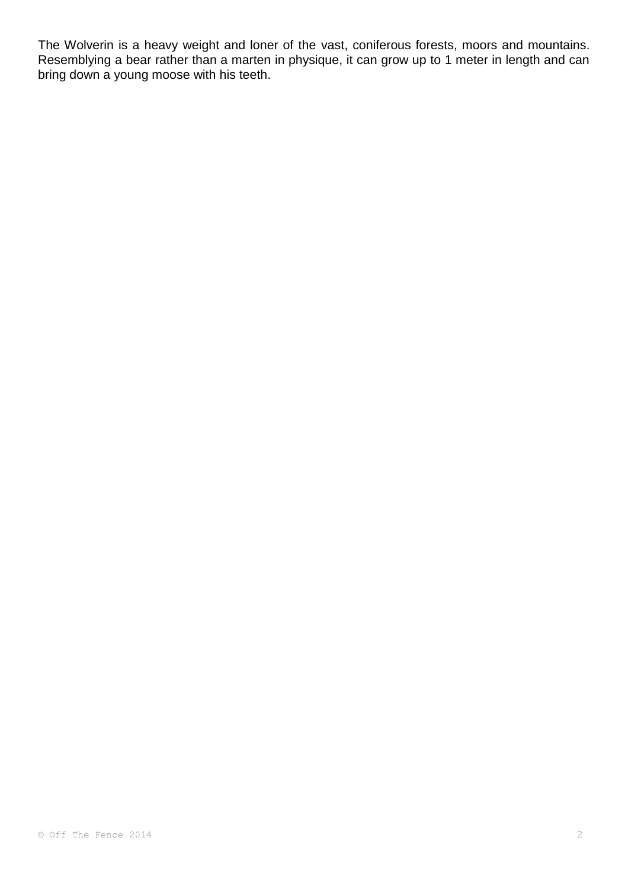The Wolverin is a heavy weight and loner of the vast, coniferous forests, moors and mountains. Resemblying a bear rather than a marten in physique, it can grow up to 1 meter in length and can bring down a young moose with his teeth.